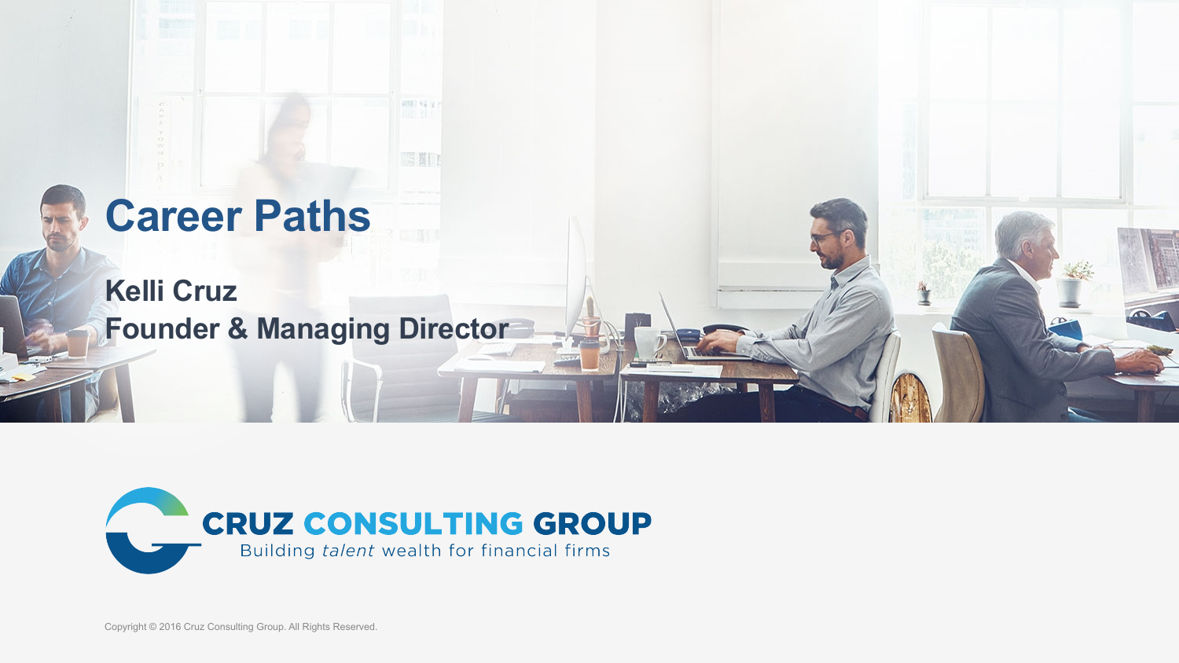# Career Paths

**Kelli Cruz**
**Founder & Managing Director**

CRUZ CONSULTING GROUP
Building *talent* wealth for financial firms

Copyright © 2016 Cruz Consulting Group. All Rights Reserved.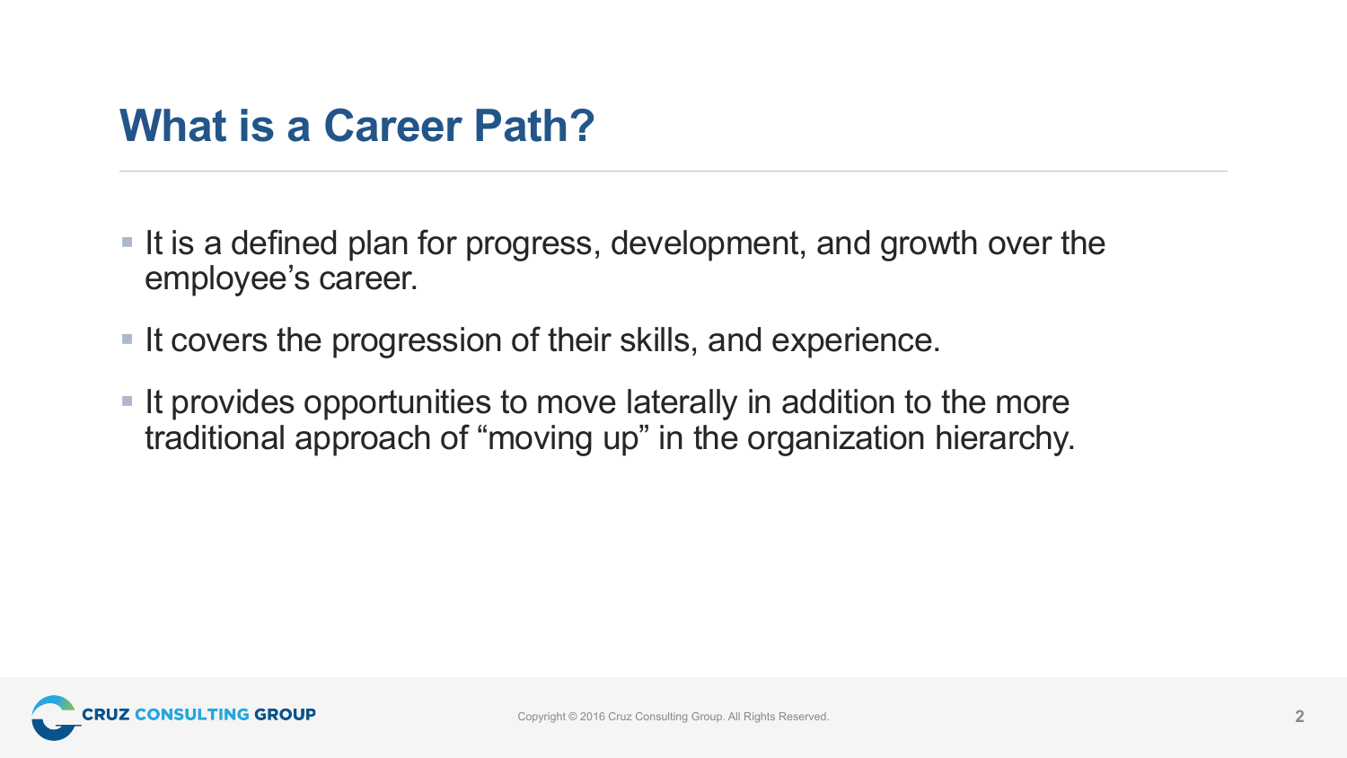# What is a Career Path?

- It is a defined plan for progress, development, and growth over the employee's career.
- It covers the progression of their skills, and experience.
- It provides opportunities to move laterally in addition to the more traditional approach of "moving up" in the organization hierarchy.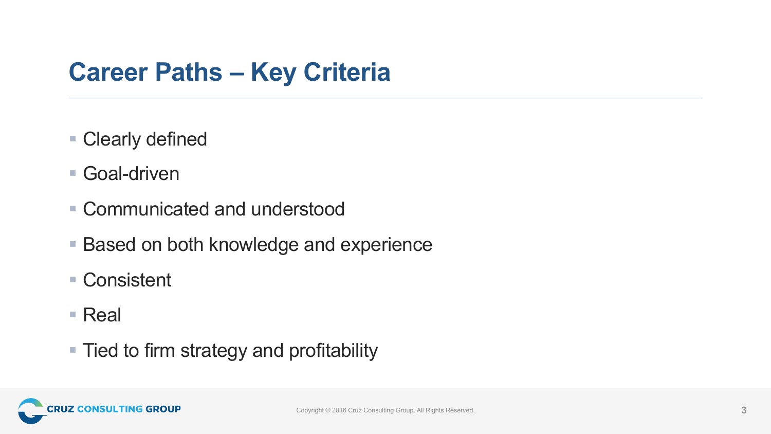# Career Paths – Key Criteria

- Clearly defined
- Goal-driven
- Communicated and understood
- Based on both knowledge and experience
- Consistent
- Real
- Tied to firm strategy and profitability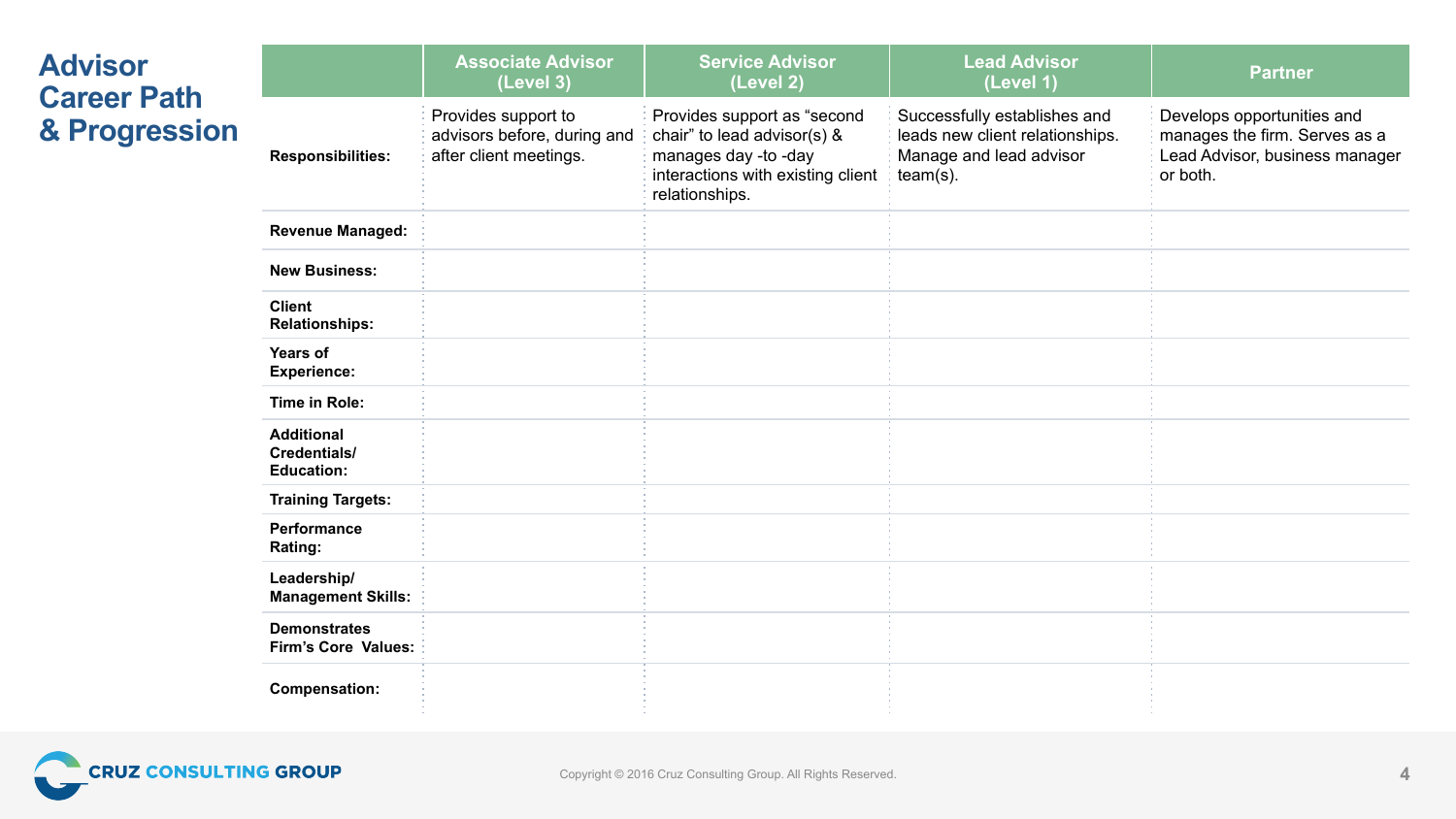# Advisor Career Path & Progression

| | Associate Advisor (Level 3) | Service Advisor (Level 2) | Lead Advisor (Level 1) | Partner |
|---|---|---|---|---|
| **Responsibilities:** | Provides support to advisors before, during and after client meetings. | Provides support as "second chair" to lead advisor(s) & manages day -to -day interactions with existing client relationships. | Successfully establishes and leads new client relationships. Manage and lead advisor team(s). | Develops opportunities and manages the firm. Serves as a Lead Advisor, business manager or both. |
| **Revenue Managed:** | | | | |
| **New Business:** | | | | |
| **Client Relationships:** | | | | |
| **Years of Experience:** | | | | |
| **Time in Role:** | | | | |
| **Additional Credentials/ Education:** | | | | |
| **Training Targets:** | | | | |
| **Performance Rating:** | | | | |
| **Leadership/ Management Skills:** | | | | |
| **Demonstrates Firm's Core Values:** | | | | |
| **Compensation:** | | | | |

CRUZ CONSULTING GROUP

Copyright © 2016 Cruz Consulting Group. All Rights Reserved.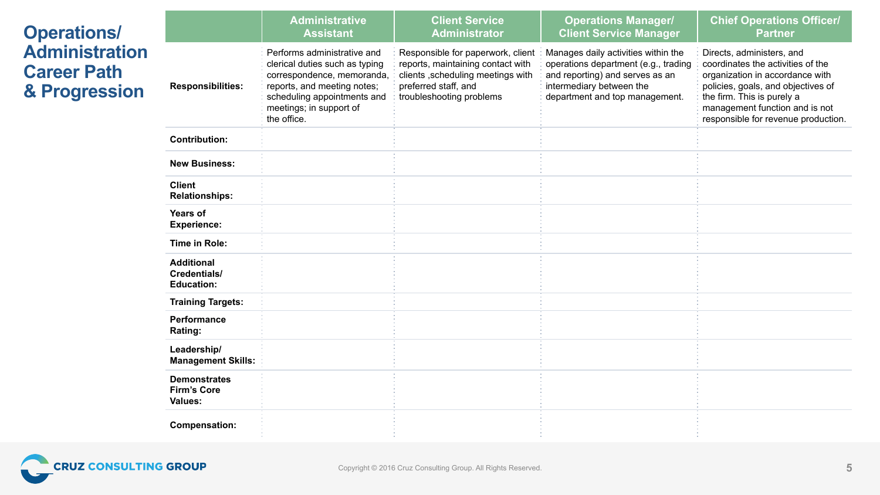# Operations/ Administration Career Path & Progression

| | Administrative Assistant | Client Service Administrator | Operations Manager/ Client Service Manager | Chief Operations Officer/ Partner |
|---|---|---|---|---|
| **Responsibilities:** | Performs administrative and clerical duties such as typing correspondence, memoranda, reports, and meeting notes; scheduling appointments and meetings; in support of the office. | Responsible for paperwork, client reports, maintaining contact with clients ,scheduling meetings with preferred staff, and troubleshooting problems | Manages daily activities within the operations department (e.g., trading and reporting) and serves as an intermediary between the department and top management. | Directs, administers, and coordinates the activities of the organization in accordance with policies, goals, and objectives of the firm. This is purely a management function and is not responsible for revenue production. |
| **Contribution:** | | | | |
| **New Business:** | | | | |
| **Client Relationships:** | | | | |
| **Years of Experience:** | | | | |
| **Time in Role:** | | | | |
| **Additional Credentials/ Education:** | | | | |
| **Training Targets:** | | | | |
| **Performance Rating:** | | | | |
| **Leadership/ Management Skills:** | | | | |
| **Demonstrates Firm's Core Values:** | | | | |
| **Compensation:** | | | | |

CRUZ CONSULTING GROUP

Copyright © 2016 Cruz Consulting Group. All Rights Reserved.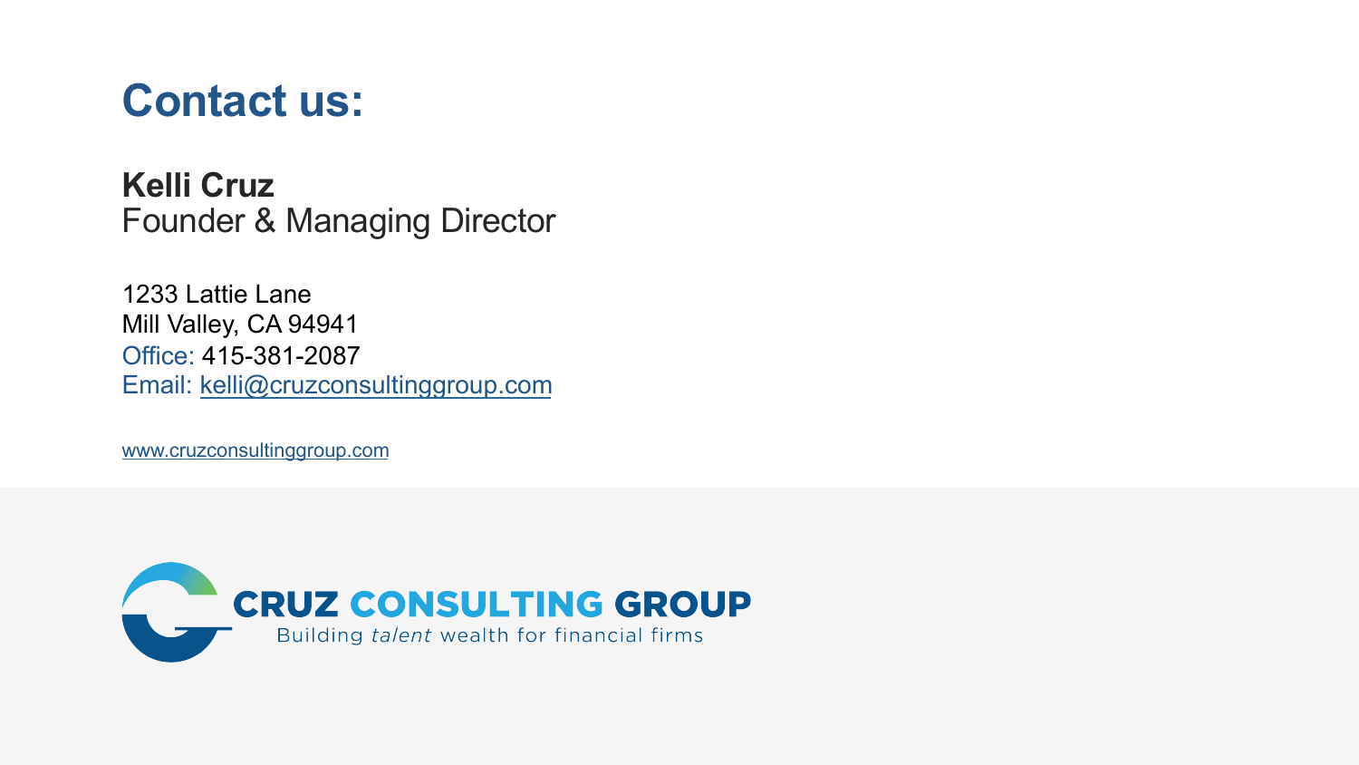# Contact us:

**Kelli Cruz**
Founder & Managing Director

1233 Lattie Lane
Mill Valley, CA 94941
Office: 415-381-2087
Email: kelli@cruzconsultinggroup.com

www.cruzconsultinggroup.com

CRUZ CONSULTING GROUP
Building *talent* wealth for financial firms